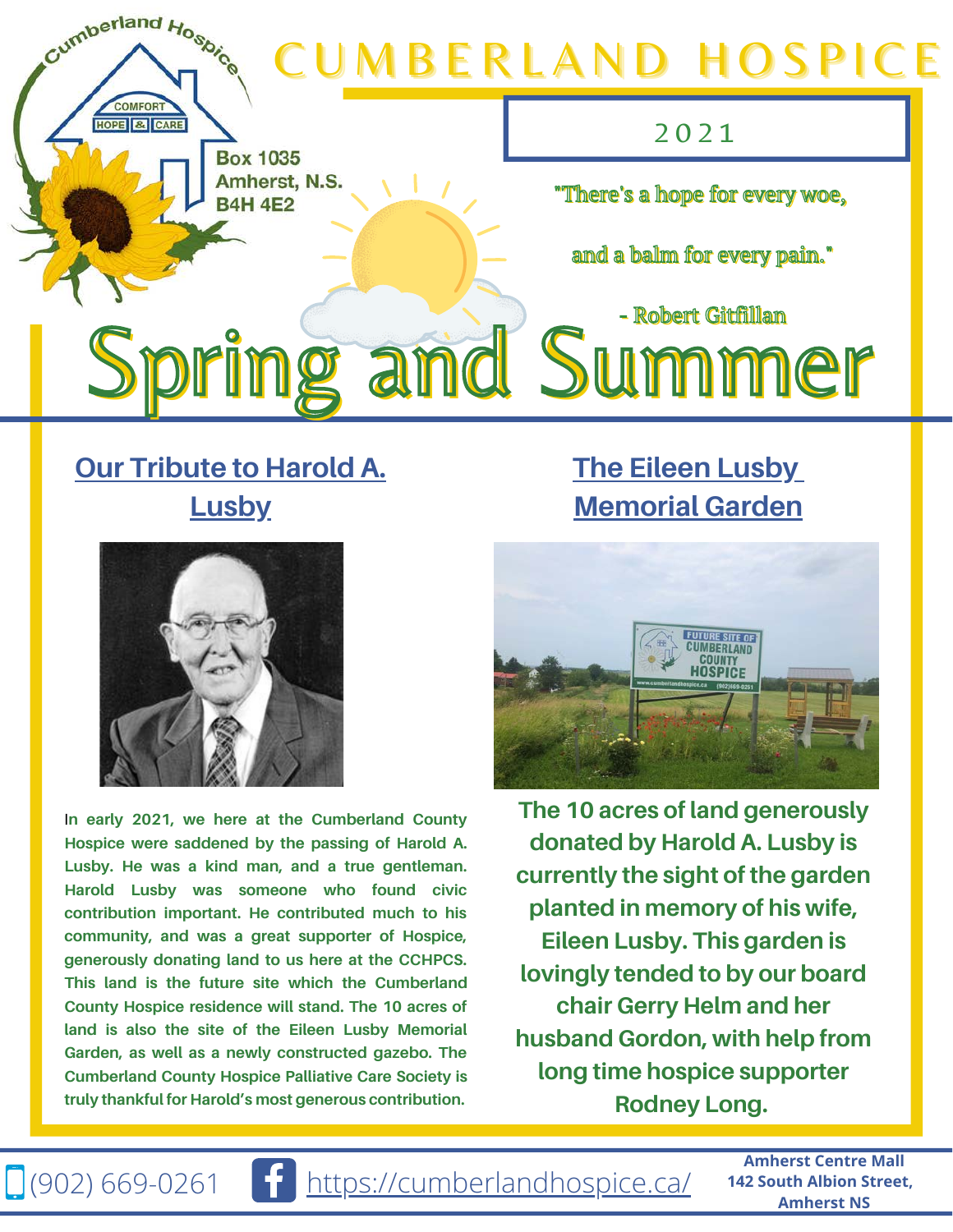# CUMBERLAND HOSPICE

Cumberland Hospice

COMFORT

HOPE & CARE

Box 1035
Amherst, N.S.
B4H 4E2

2021

"There's a hope for every woe,

and a balm for every pain."

- Robert Gitfillan

# Spring and Summer

## Our Tribute to Harold A. Lusby

**In early 2021, we here at the Cumberland County Hospice were saddened by the passing of Harold A. Lusby. He was a kind man, and a true gentleman. Harold Lusby was someone who found civic contribution important. He contributed much to his community, and was a great supporter of Hospice, generously donating land to us here at the CCHPCS. This land is the future site which the Cumberland County Hospice residence will stand. The 10 acres of land is also the site of the Eileen Lusby Memorial Garden, as well as a newly constructed gazebo. The Cumberland County Hospice Palliative Care Society is truly thankful for Harold's most generous contribution.**

## The Eileen Lusby Memorial Garden

**The 10 acres of land generously donated by Harold A. Lusby is currently the sight of the garden planted in memory of his wife, Eileen Lusby. This garden is lovingly tended to by our board chair Gerry Helm and her husband Gordon, with help from long time hospice supporter Rodney Long.**

(902) 669-0261 https://cumberlandhospice.ca/

**Amherst Centre Mall**
**142 South Albion Street,**
**Amherst NS**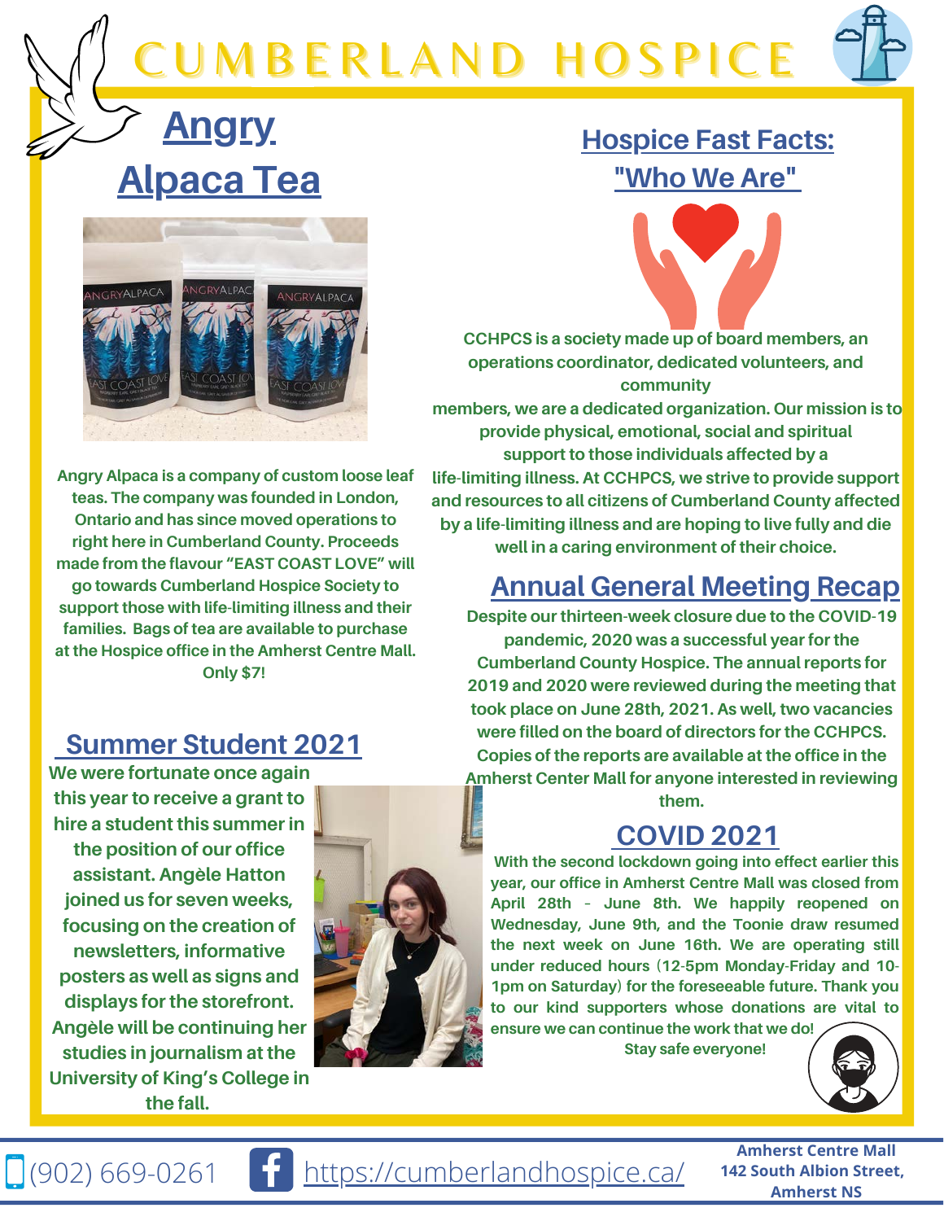# CUMBERLAND HOSPICE

## Angry Alpaca Tea

Angry Alpaca is a company of custom loose leaf teas. The company was founded in London, Ontario and has since moved operations to right here in Cumberland County. Proceeds made from the flavour "EAST COAST LOVE" will go towards Cumberland Hospice Society to support those with life-limiting illness and their families. Bags of tea are available to purchase at the Hospice office in the Amherst Centre Mall. Only $7!

## Summer Student 2021

We were fortunate once again this year to receive a grant to hire a student this summer in the position of our office assistant. Angèle Hatton joined us for seven weeks, focusing on the creation of newsletters, informative posters as well as signs and displays for the storefront. Angèle will be continuing her studies in journalism at the University of King's College in the fall.

## Hospice Fast Facts: "Who We Are"

CCHPCS is a society made up of board members, an operations coordinator, dedicated volunteers, and community members, we are a dedicated organization. Our mission is to provide physical, emotional, social and spiritual support to those individuals affected by a life-limiting illness. At CCHPCS, we strive to provide support and resources to all citizens of Cumberland County affected by a life-limiting illness and are hoping to live fully and die well in a caring environment of their choice.

## Annual General Meeting Recap

Despite our thirteen-week closure due to the COVID-19 pandemic, 2020 was a successful year for the Cumberland County Hospice. The annual reports for 2019 and 2020 were reviewed during the meeting that took place on June 28th, 2021. As well, two vacancies were filled on the board of directors for the CCHPCS. Copies of the reports are available at the office in the Amherst Center Mall for anyone interested in reviewing them.

## COVID 2021

With the second lockdown going into effect earlier this year, our office in Amherst Centre Mall was closed from April 28th – June 8th. We happily reopened on Wednesday, June 9th, and the Toonie draw resumed the next week on June 16th. We are operating still under reduced hours (12-5pm Monday-Friday and 10-1pm on Saturday) for the foreseeable future. Thank you to our kind supporters whose donations are vital to ensure we can continue the work that we do!

Stay safe everyone!

(902) 669-0261 https://cumberlandhospice.ca/

**Amherst Centre Mall**
**142 South Albion Street,**
**Amherst NS**